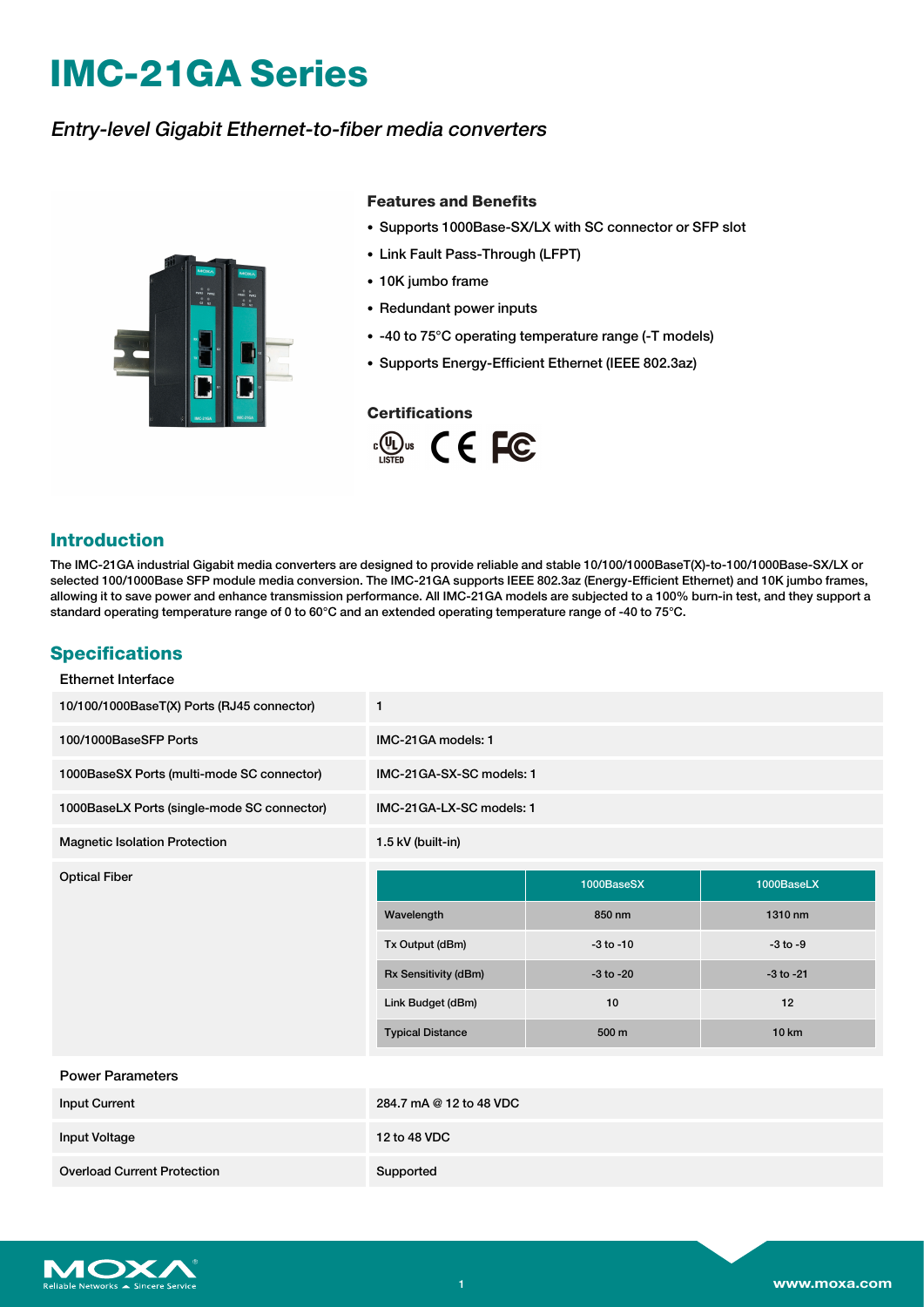# IMC-21GA Series

*Entry-level Gigabit Ethernet-to-fiber media converters*

### Features and Benefits

- Supports 1000Base-SX/LX with SC connector or SFP slot
- Link Fault Pass-Through (LFPT)
- 10K jumbo frame
- Redundant power inputs
- -40 to 75°C operating temperature range (-T models)
- Supports Energy-Efficient Ethernet (IEEE 802.3az)

### Certifications

## Introduction

The IMC-21GA industrial Gigabit media converters are designed to provide reliable and stable 10/100/1000BaseT(X)-to-100/1000Base-SX/LX or selected 100/1000Base SFP module media conversion. The IMC-21GA supports IEEE 802.3az (Energy-Efficient Ethernet) and 10K jumbo frames, allowing it to save power and enhance transmission performance. All IMC-21GA models are subjected to a 100% burn-in test, and they support a standard operating temperature range of 0 to 60°C and an extended operating temperature range of -40 to 75°C.

## Specifications

### Ethernet Interface

| | |
|---|---|
| 10/100/1000BaseT(X) Ports (RJ45 connector) | 1 |
| 100/1000BaseSFP Ports | IMC-21GA models: 1 |
| 1000BaseSX Ports (multi-mode SC connector) | IMC-21GA-SX-SC models: 1 |
| 1000BaseLX Ports (single-mode SC connector) | IMC-21GA-LX-SC models: 1 |
| Magnetic Isolation Protection | 1.5 kV (built-in) |

Optical Fiber

| | 1000BaseSX | 1000BaseLX |
|---|---|---|
| Wavelength | 850 nm | 1310 nm |
| Tx Output (dBm) | -3 to -10 | -3 to -9 |
| Rx Sensitivity (dBm) | -3 to -20 | -3 to -21 |
| Link Budget (dBm) | 10 | 12 |
| Typical Distance | 500 m | 10 km |

### Power Parameters

| | |
|---|---|
| Input Current | 284.7 mA @ 12 to 48 VDC |
| Input Voltage | 12 to 48 VDC |
| Overload Current Protection | Supported |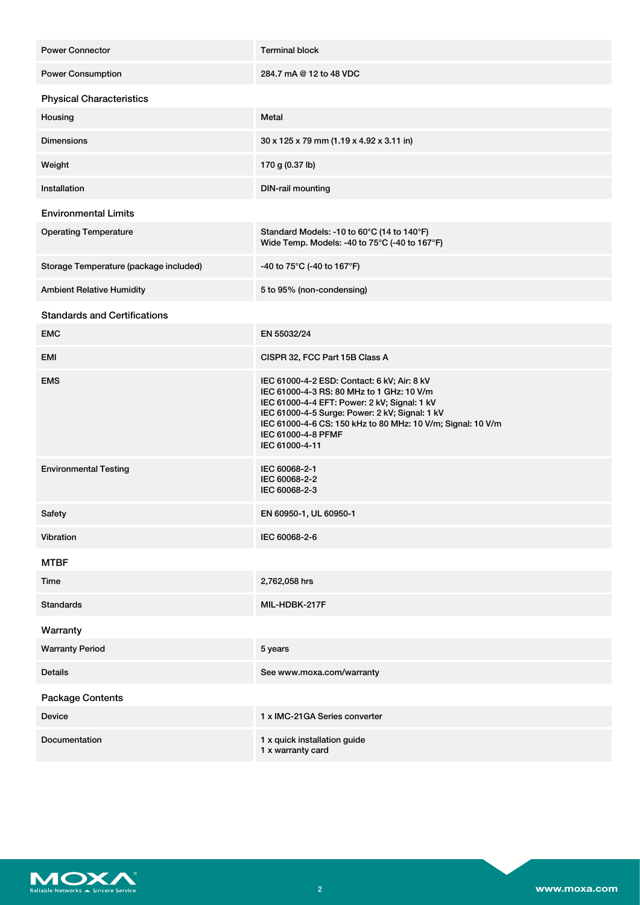| | |
|---|---|
| Power Connector | Terminal block |
| Power Consumption | 284.7 mA @ 12 to 48 VDC |

### Physical Characteristics

| | |
|---|---|
| Housing | Metal |
| Dimensions | 30 x 125 x 79 mm (1.19 x 4.92 x 3.11 in) |
| Weight | 170 g (0.37 lb) |
| Installation | DIN-rail mounting |

### Environmental Limits

| | |
|---|---|
| Operating Temperature | Standard Models: -10 to 60°C (14 to 140°F)<br>Wide Temp. Models: -40 to 75°C (-40 to 167°F) |
| Storage Temperature (package included) | -40 to 75°C (-40 to 167°F) |
| Ambient Relative Humidity | 5 to 95% (non-condensing) |

### Standards and Certifications

| | |
|---|---|
| EMC | EN 55032/24 |
| EMI | CISPR 32, FCC Part 15B Class A |
| EMS | IEC 61000-4-2 ESD: Contact: 6 kV; Air: 8 kV<br>IEC 61000-4-3 RS: 80 MHz to 1 GHz: 10 V/m<br>IEC 61000-4-4 EFT: Power: 2 kV; Signal: 1 kV<br>IEC 61000-4-5 Surge: Power: 2 kV; Signal: 1 kV<br>IEC 61000-4-6 CS: 150 kHz to 80 MHz: 10 V/m; Signal: 10 V/m<br>IEC 61000-4-8 PFMF<br>IEC 61000-4-11 |
| Environmental Testing | IEC 60068-2-1<br>IEC 60068-2-2<br>IEC 60068-2-3 |
| Safety | EN 60950-1, UL 60950-1 |
| Vibration | IEC 60068-2-6 |

### MTBF

| | |
|---|---|
| Time | 2,762,058 hrs |
| Standards | MIL-HDBK-217F |

### Warranty

| | |
|---|---|
| Warranty Period | 5 years |
| Details | See www.moxa.com/warranty |

### Package Contents

| | |
|---|---|
| Device | 1 x IMC-21GA Series converter |
| Documentation | 1 x quick installation guide<br>1 x warranty card |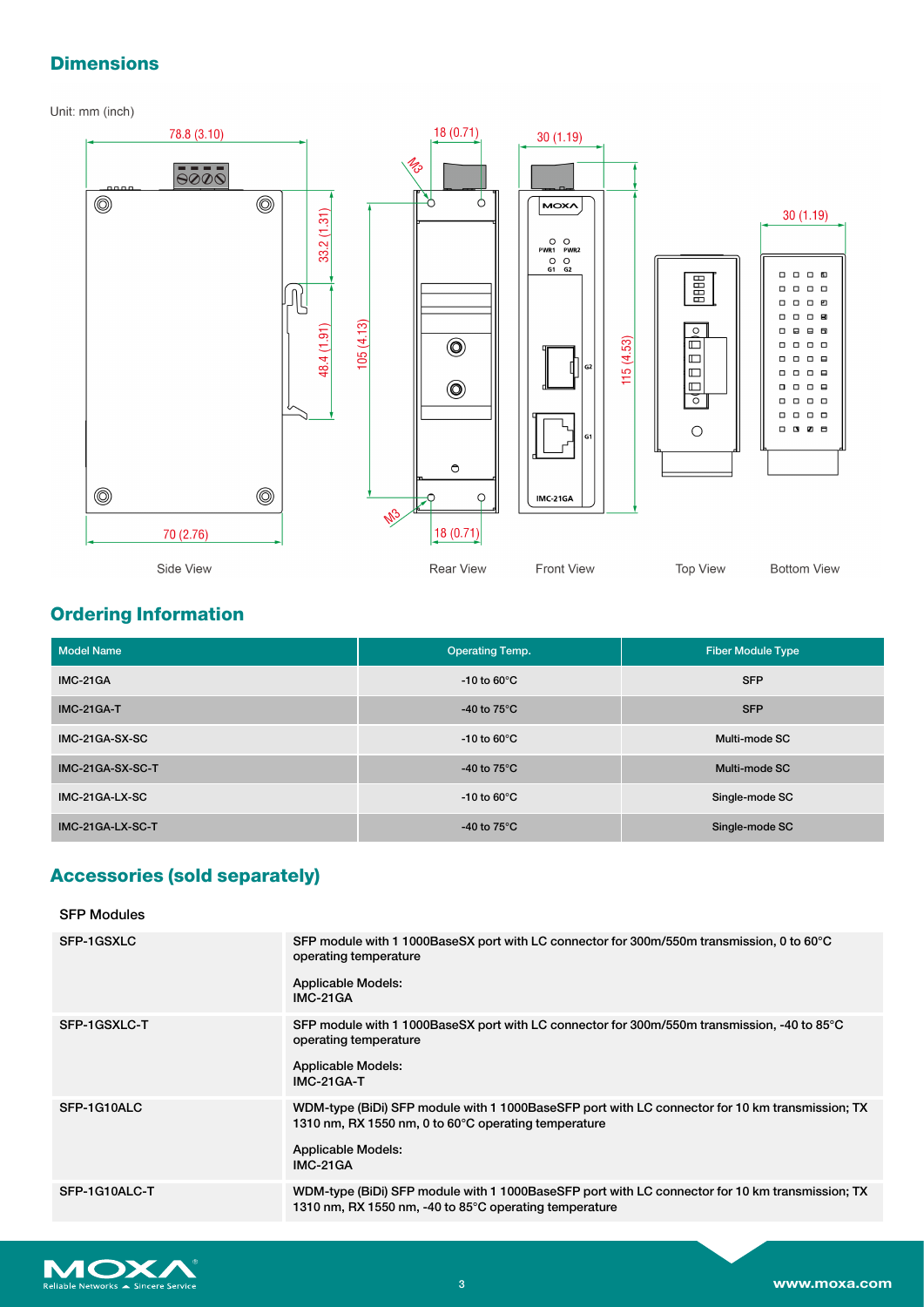## Dimensions

Unit: mm (inch)

78.8 (3.10)

18 (0.71)

30 (1.19)

M3

33.2 (1.31)

48.4 (1.91)

105 (4.13)

115 (4.53)

30 (1.19)

M3

70 (2.76)

18 (0.71)

Side View

Rear View

Front View

Top View

Bottom View

## Ordering Information

| Model Name | Operating Temp. | Fiber Module Type |
|---|---|---|
| IMC-21GA | -10 to 60°C | SFP |
| IMC-21GA-T | -40 to 75°C | SFP |
| IMC-21GA-SX-SC | -10 to 60°C | Multi-mode SC |
| IMC-21GA-SX-SC-T | -40 to 75°C | Multi-mode SC |
| IMC-21GA-LX-SC | -10 to 60°C | Single-mode SC |
| IMC-21GA-LX-SC-T | -40 to 75°C | Single-mode SC |

## Accessories (sold separately)

**SFP Modules**

| | |
|---|---|
| SFP-1GSXLC | SFP module with 1 1000BaseSX port with LC connector for 300m/550m transmission, 0 to 60°C operating temperature<br><br>Applicable Models:<br>IMC-21GA |
| SFP-1GSXLC-T | SFP module with 1 1000BaseSX port with LC connector for 300m/550m transmission, -40 to 85°C operating temperature<br><br>Applicable Models:<br>IMC-21GA-T |
| SFP-1G10ALC | WDM-type (BiDi) SFP module with 1 1000BaseSFP port with LC connector for 10 km transmission; TX 1310 nm, RX 1550 nm, 0 to 60°C operating temperature<br><br>Applicable Models:<br>IMC-21GA |
| SFP-1G10ALC-T | WDM-type (BiDi) SFP module with 1 1000BaseSFP port with LC connector for 10 km transmission; TX 1310 nm, RX 1550 nm, -40 to 85°C operating temperature |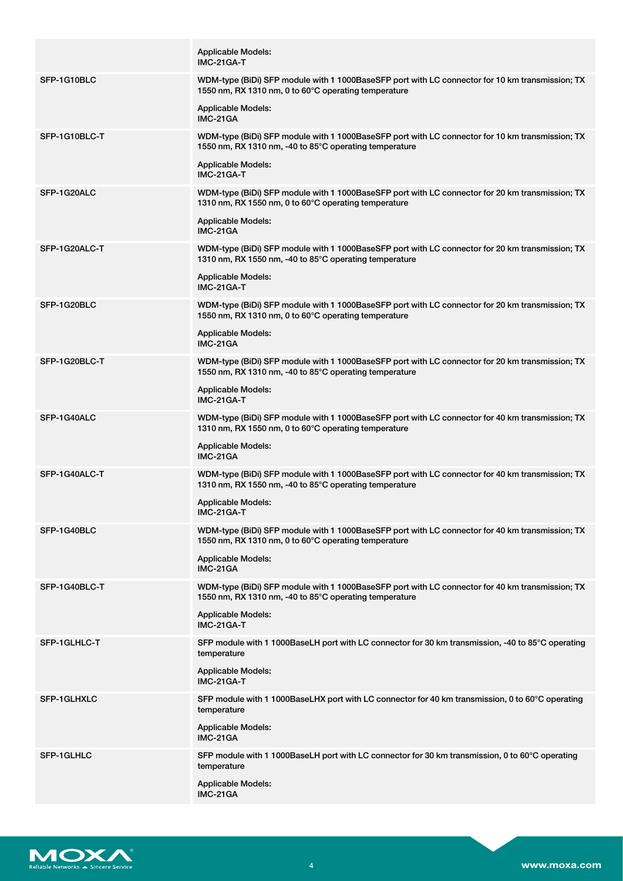| | |
|---|---|
| | Applicable Models:<br>IMC-21GA-T |
| SFP-1G10BLC | WDM-type (BiDi) SFP module with 1 1000BaseSFP port with LC connector for 10 km transmission; TX 1550 nm, RX 1310 nm, 0 to 60°C operating temperature<br><br>Applicable Models:<br>IMC-21GA |
| SFP-1G10BLC-T | WDM-type (BiDi) SFP module with 1 1000BaseSFP port with LC connector for 10 km transmission; TX 1550 nm, RX 1310 nm, -40 to 85°C operating temperature<br><br>Applicable Models:<br>IMC-21GA-T |
| SFP-1G20ALC | WDM-type (BiDi) SFP module with 1 1000BaseSFP port with LC connector for 20 km transmission; TX 1310 nm, RX 1550 nm, 0 to 60°C operating temperature<br><br>Applicable Models:<br>IMC-21GA |
| SFP-1G20ALC-T | WDM-type (BiDi) SFP module with 1 1000BaseSFP port with LC connector for 20 km transmission; TX 1310 nm, RX 1550 nm, -40 to 85°C operating temperature<br><br>Applicable Models:<br>IMC-21GA-T |
| SFP-1G20BLC | WDM-type (BiDi) SFP module with 1 1000BaseSFP port with LC connector for 20 km transmission; TX 1550 nm, RX 1310 nm, 0 to 60°C operating temperature<br><br>Applicable Models:<br>IMC-21GA |
| SFP-1G20BLC-T | WDM-type (BiDi) SFP module with 1 1000BaseSFP port with LC connector for 20 km transmission; TX 1550 nm, RX 1310 nm, -40 to 85°C operating temperature<br><br>Applicable Models:<br>IMC-21GA-T |
| SFP-1G40ALC | WDM-type (BiDi) SFP module with 1 1000BaseSFP port with LC connector for 40 km transmission; TX 1310 nm, RX 1550 nm, 0 to 60°C operating temperature<br><br>Applicable Models:<br>IMC-21GA |
| SFP-1G40ALC-T | WDM-type (BiDi) SFP module with 1 1000BaseSFP port with LC connector for 40 km transmission; TX 1310 nm, RX 1550 nm, -40 to 85°C operating temperature<br><br>Applicable Models:<br>IMC-21GA-T |
| SFP-1G40BLC | WDM-type (BiDi) SFP module with 1 1000BaseSFP port with LC connector for 40 km transmission; TX 1550 nm, RX 1310 nm, 0 to 60°C operating temperature<br><br>Applicable Models:<br>IMC-21GA |
| SFP-1G40BLC-T | WDM-type (BiDi) SFP module with 1 1000BaseSFP port with LC connector for 40 km transmission; TX 1550 nm, RX 1310 nm, -40 to 85°C operating temperature<br><br>Applicable Models:<br>IMC-21GA-T |
| SFP-1GLHLC-T | SFP module with 1 1000BaseLH port with LC connector for 30 km transmission, -40 to 85°C operating temperature<br><br>Applicable Models:<br>IMC-21GA-T |
| SFP-1GLHXLC | SFP module with 1 1000BaseLHX port with LC connector for 40 km transmission, 0 to 60°C operating temperature<br><br>Applicable Models:<br>IMC-21GA |
| SFP-1GLHLC | SFP module with 1 1000BaseLH port with LC connector for 30 km transmission, 0 to 60°C operating temperature<br><br>Applicable Models:<br>IMC-21GA |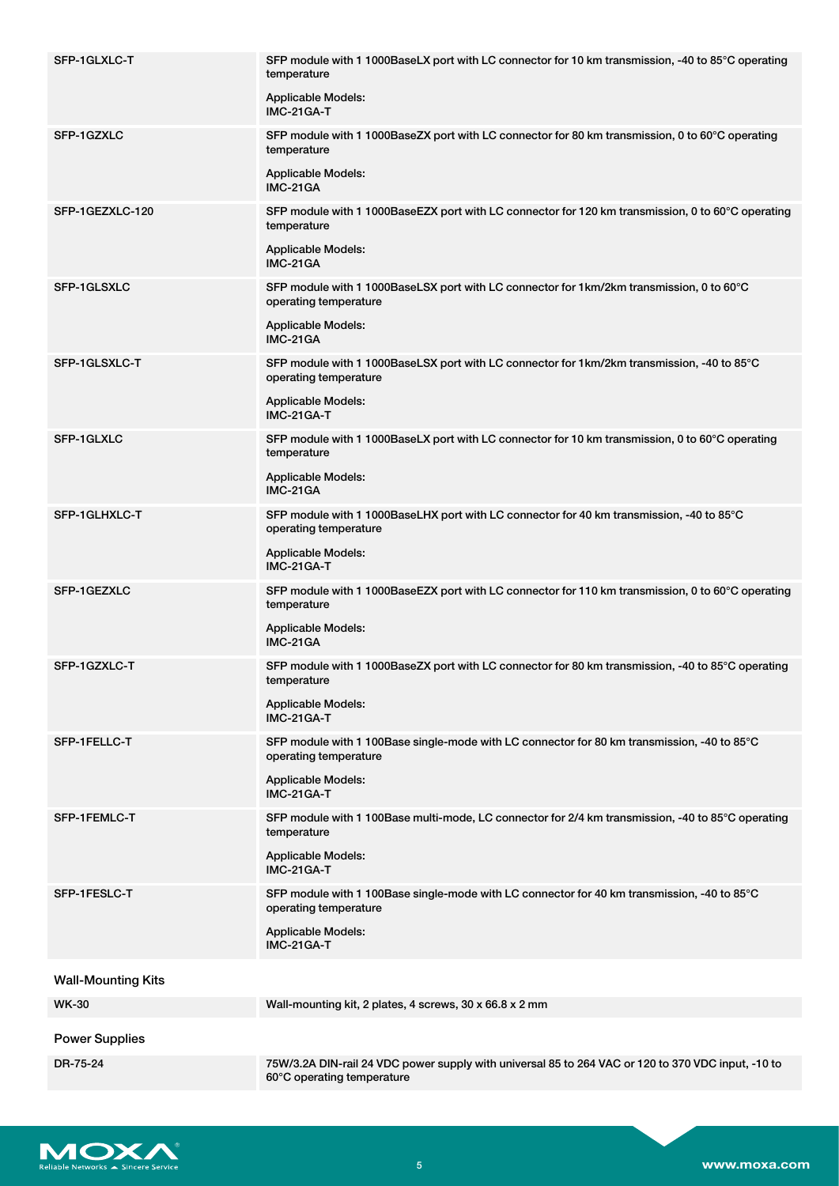| | |
|---|---|
| SFP-1GLXLC-T | SFP module with 1 1000BaseLX port with LC connector for 10 km transmission, -40 to 85°C operating temperature<br><br>Applicable Models:<br>IMC-21GA-T |
| SFP-1GZXLC | SFP module with 1 1000BaseZX port with LC connector for 80 km transmission, 0 to 60°C operating temperature<br><br>Applicable Models:<br>IMC-21GA |
| SFP-1GEZXLC-120 | SFP module with 1 1000BaseEZX port with LC connector for 120 km transmission, 0 to 60°C operating temperature<br><br>Applicable Models:<br>IMC-21GA |
| SFP-1GLSXLC | SFP module with 1 1000BaseLSX port with LC connector for 1km/2km transmission, 0 to 60°C operating temperature<br><br>Applicable Models:<br>IMC-21GA |
| SFP-1GLSXLC-T | SFP module with 1 1000BaseLSX port with LC connector for 1km/2km transmission, -40 to 85°C operating temperature<br><br>Applicable Models:<br>IMC-21GA-T |
| SFP-1GLXLC | SFP module with 1 1000BaseLX port with LC connector for 10 km transmission, 0 to 60°C operating temperature<br><br>Applicable Models:<br>IMC-21GA |
| SFP-1GLHXLC-T | SFP module with 1 1000BaseLHX port with LC connector for 40 km transmission, -40 to 85°C operating temperature<br><br>Applicable Models:<br>IMC-21GA-T |
| SFP-1GEZXLC | SFP module with 1 1000BaseEZX port with LC connector for 110 km transmission, 0 to 60°C operating temperature<br><br>Applicable Models:<br>IMC-21GA |
| SFP-1GZXLC-T | SFP module with 1 1000BaseZX port with LC connector for 80 km transmission, -40 to 85°C operating temperature<br><br>Applicable Models:<br>IMC-21GA-T |
| SFP-1FELLC-T | SFP module with 1 100Base single-mode with LC connector for 80 km transmission, -40 to 85°C operating temperature<br><br>Applicable Models:<br>IMC-21GA-T |
| SFP-1FEMLC-T | SFP module with 1 100Base multi-mode, LC connector for 2/4 km transmission, -40 to 85°C operating temperature<br><br>Applicable Models:<br>IMC-21GA-T |
| SFP-1FESLC-T | SFP module with 1 100Base single-mode with LC connector for 40 km transmission, -40 to 85°C operating temperature<br><br>Applicable Models:<br>IMC-21GA-T |

### Wall-Mounting Kits

| | |
|---|---|
| WK-30 | Wall-mounting kit, 2 plates, 4 screws, 30 x 66.8 x 2 mm |

### Power Supplies

| | |
|---|---|
| DR-75-24 | 75W/3.2A DIN-rail 24 VDC power supply with universal 85 to 264 VAC or 120 to 370 VDC input, -10 to 60°C operating temperature |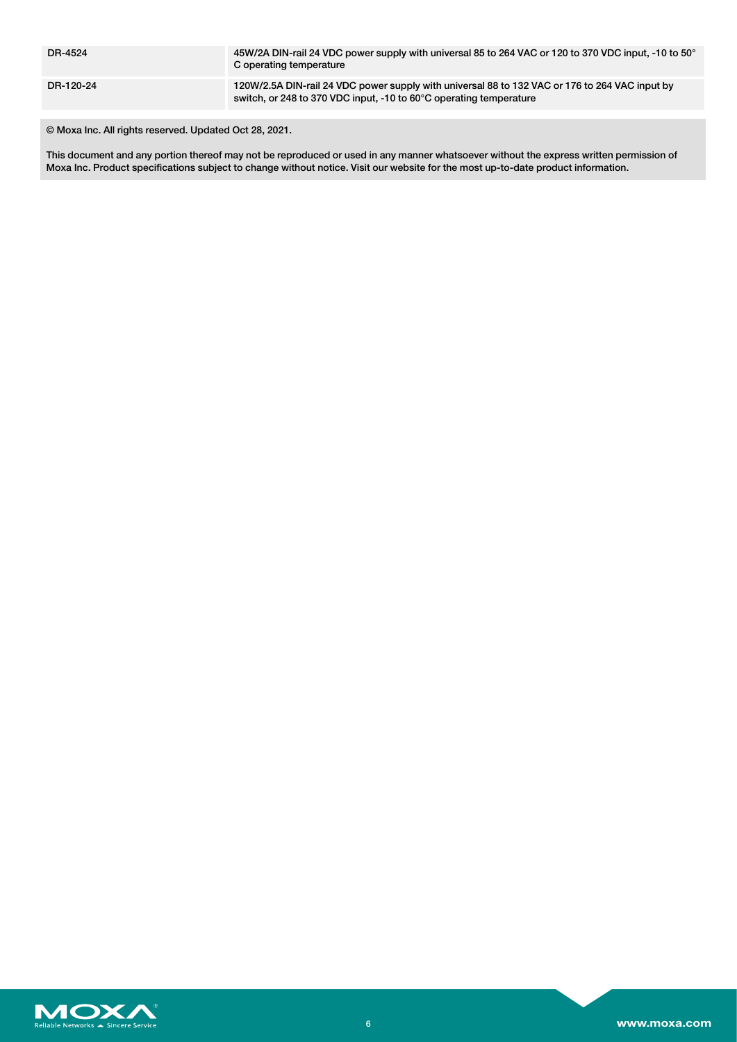| | |
|---|---|
| DR-4524 | 45W/2A DIN-rail 24 VDC power supply with universal 85 to 264 VAC or 120 to 370 VDC input, -10 to 50°C operating temperature |
| DR-120-24 | 120W/2.5A DIN-rail 24 VDC power supply with universal 88 to 132 VAC or 176 to 264 VAC input by switch, or 248 to 370 VDC input, -10 to 60°C operating temperature |

© Moxa Inc. All rights reserved. Updated Oct 28, 2021.

This document and any portion thereof may not be reproduced or used in any manner whatsoever without the express written permission of Moxa Inc. Product specifications subject to change without notice. Visit our website for the most up-to-date product information.